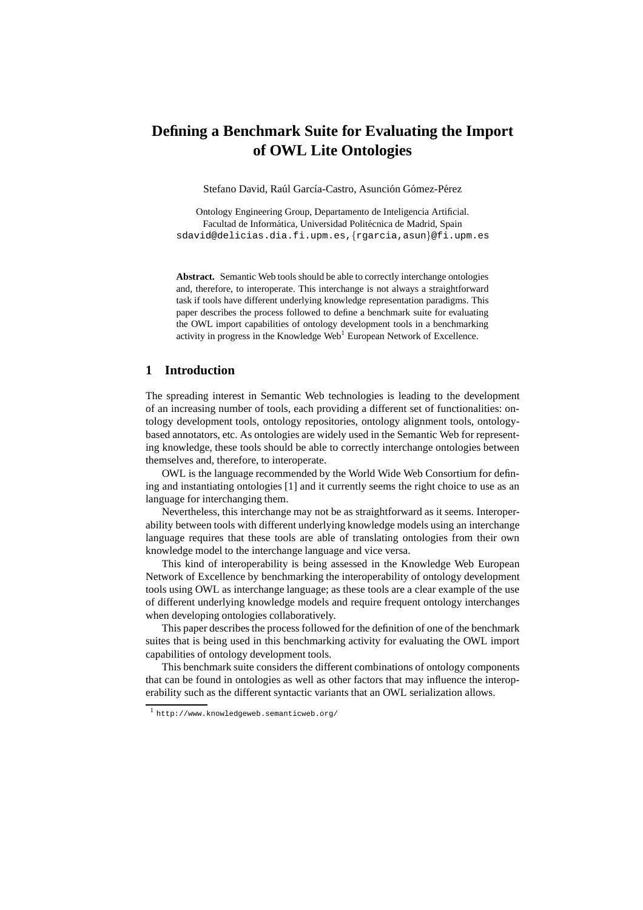# Defining a Benchmark Suite for Evaluating the Import of OWL Lite Ontologies

Stefano David, Raúl García-Castro, Asunción Gómez-Pérez

Ontology Engineering Group, Departamento de Inteligencia Artificial.
Facultad de Informática, Universidad Politécnica de Madrid, Spain
sdavid@delicias.dia.fi.upm.es,{rgarcia,asun}@fi.upm.es

**Abstract.** Semantic Web tools should be able to correctly interchange ontologies and, therefore, to interoperate. This interchange is not always a straightforward task if tools have different underlying knowledge representation paradigms. This paper describes the process followed to define a benchmark suite for evaluating the OWL import capabilities of ontology development tools in a benchmarking activity in progress in the Knowledge Web[1] European Network of Excellence.

## 1 Introduction

The spreading interest in Semantic Web technologies is leading to the development of an increasing number of tools, each providing a different set of functionalities: ontology development tools, ontology repositories, ontology alignment tools, ontology-based annotators, etc. As ontologies are widely used in the Semantic Web for representing knowledge, these tools should be able to correctly interchange ontologies between themselves and, therefore, to interoperate.

OWL is the language recommended by the World Wide Web Consortium for defining and instantiating ontologies [1] and it currently seems the right choice to use as an language for interchanging them.

Nevertheless, this interchange may not be as straightforward as it seems. Interoperability between tools with different underlying knowledge models using an interchange language requires that these tools are able of translating ontologies from their own knowledge model to the interchange language and vice versa.

This kind of interoperability is being assessed in the Knowledge Web European Network of Excellence by benchmarking the interoperability of ontology development tools using OWL as interchange language; as these tools are a clear example of the use of different underlying knowledge models and require frequent ontology interchanges when developing ontologies collaboratively.

This paper describes the process followed for the definition of one of the benchmark suites that is being used in this benchmarking activity for evaluating the OWL import capabilities of ontology development tools.

This benchmark suite considers the different combinations of ontology components that can be found in ontologies as well as other factors that may influence the interoperability such as the different syntactic variants that an OWL serialization allows.

[1] http://www.knowledgeweb.semanticweb.org/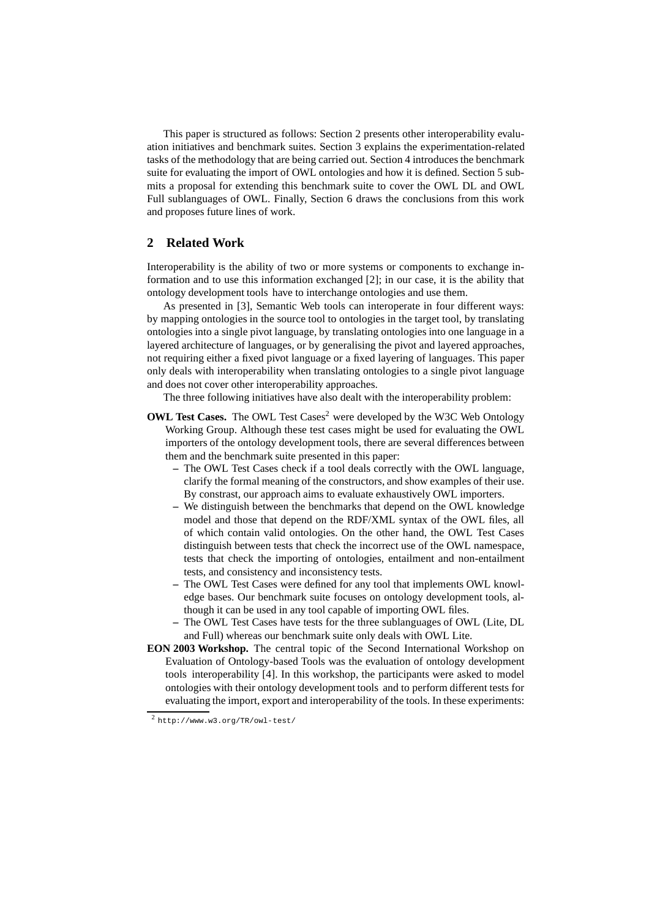This paper is structured as follows: Section 2 presents other interoperability evaluation initiatives and benchmark suites. Section 3 explains the experimentation-related tasks of the methodology that are being carried out. Section 4 introduces the benchmark suite for evaluating the import of OWL ontologies and how it is defined. Section 5 submits a proposal for extending this benchmark suite to cover the OWL DL and OWL Full sublanguages of OWL. Finally, Section 6 draws the conclusions from this work and proposes future lines of work.

## 2 Related Work

Interoperability is the ability of two or more systems or components to exchange information and to use this information exchanged [2]; in our case, it is the ability that ontology development tools have to interchange ontologies and use them.

As presented in [3], Semantic Web tools can interoperate in four different ways: by mapping ontologies in the source tool to ontologies in the target tool, by translating ontologies into a single pivot language, by translating ontologies into one language in a layered architecture of languages, or by generalising the pivot and layered approaches, not requiring either a fixed pivot language or a fixed layering of languages. This paper only deals with interoperability when translating ontologies to a single pivot language and does not cover other interoperability approaches.

The three following initiatives have also dealt with the interoperability problem:

**OWL Test Cases.** The OWL Test Cases[2] were developed by the W3C Web Ontology Working Group. Although these test cases might be used for evaluating the OWL importers of the ontology development tools, there are several differences between them and the benchmark suite presented in this paper:

- The OWL Test Cases check if a tool deals correctly with the OWL language, clarify the formal meaning of the constructors, and show examples of their use. By constrast, our approach aims to evaluate exhaustively OWL importers.
- We distinguish between the benchmarks that depend on the OWL knowledge model and those that depend on the RDF/XML syntax of the OWL files, all of which contain valid ontologies. On the other hand, the OWL Test Cases distinguish between tests that check the incorrect use of the OWL namespace, tests that check the importing of ontologies, entailment and non-entailment tests, and consistency and inconsistency tests.
- The OWL Test Cases were defined for any tool that implements OWL knowledge bases. Our benchmark suite focuses on ontology development tools, although it can be used in any tool capable of importing OWL files.
- The OWL Test Cases have tests for the three sublanguages of OWL (Lite, DL and Full) whereas our benchmark suite only deals with OWL Lite.

**EON 2003 Workshop.** The central topic of the Second International Workshop on Evaluation of Ontology-based Tools was the evaluation of ontology development tools interoperability [4]. In this workshop, the participants were asked to model ontologies with their ontology development tools and to perform different tests for evaluating the import, export and interoperability of the tools. In these experiments:

[2] http://www.w3.org/TR/owl-test/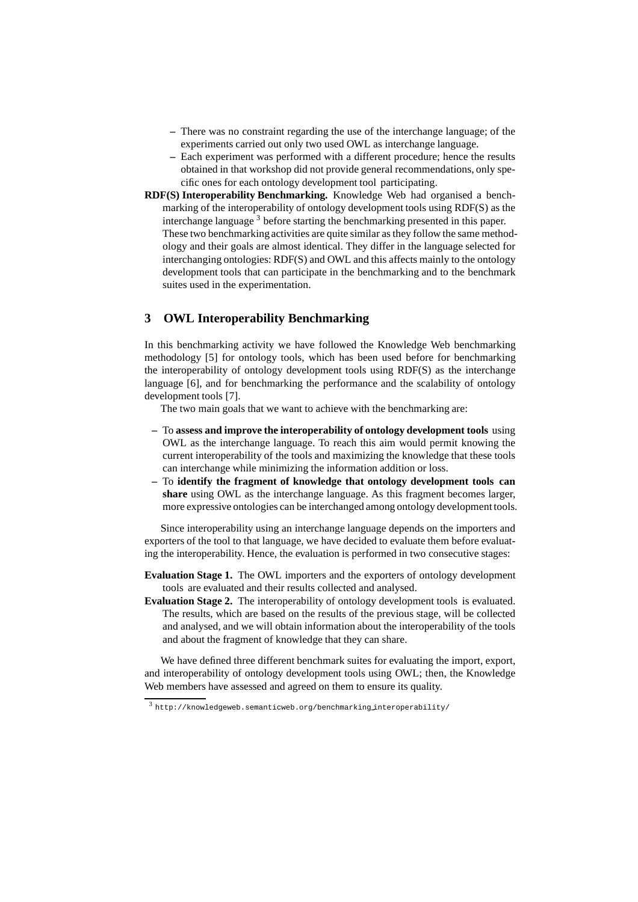- There was no constraint regarding the use of the interchange language; of the experiments carried out only two used OWL as interchange language.
  - Each experiment was performed with a different procedure; hence the results obtained in that workshop did not provide general recommendations, only specific ones for each ontology development tool participating.

**RDF(S) Interoperability Benchmarking.** Knowledge Web had organised a benchmarking of the interoperability of ontology development tools using RDF(S) as the interchange language [3] before starting the benchmarking presented in this paper. These two benchmarking activities are quite similar as they follow the same methodology and their goals are almost identical. They differ in the language selected for interchanging ontologies: RDF(S) and OWL and this affects mainly to the ontology development tools that can participate in the benchmarking and to the benchmark suites used in the experimentation.

## 3 OWL Interoperability Benchmarking

In this benchmarking activity we have followed the Knowledge Web benchmarking methodology [5] for ontology tools, which has been used before for benchmarking the interoperability of ontology development tools using RDF(S) as the interchange language [6], and for benchmarking the performance and the scalability of ontology development tools [7].

The two main goals that we want to achieve with the benchmarking are:

- To **assess and improve the interoperability of ontology development tools** using OWL as the interchange language. To reach this aim would permit knowing the current interoperability of the tools and maximizing the knowledge that these tools can interchange while minimizing the information addition or loss.
- To **identify the fragment of knowledge that ontology development tools can share** using OWL as the interchange language. As this fragment becomes larger, more expressive ontologies can be interchanged among ontology development tools.

Since interoperability using an interchange language depends on the importers and exporters of the tool to that language, we have decided to evaluate them before evaluating the interoperability. Hence, the evaluation is performed in two consecutive stages:

**Evaluation Stage 1.** The OWL importers and the exporters of ontology development tools are evaluated and their results collected and analysed.

**Evaluation Stage 2.** The interoperability of ontology development tools is evaluated. The results, which are based on the results of the previous stage, will be collected and analysed, and we will obtain information about the interoperability of the tools and about the fragment of knowledge that they can share.

We have defined three different benchmark suites for evaluating the import, export, and interoperability of ontology development tools using OWL; then, the Knowledge Web members have assessed and agreed on them to ensure its quality.

[3] http://knowledgeweb.semanticweb.org/benchmarking_interoperability/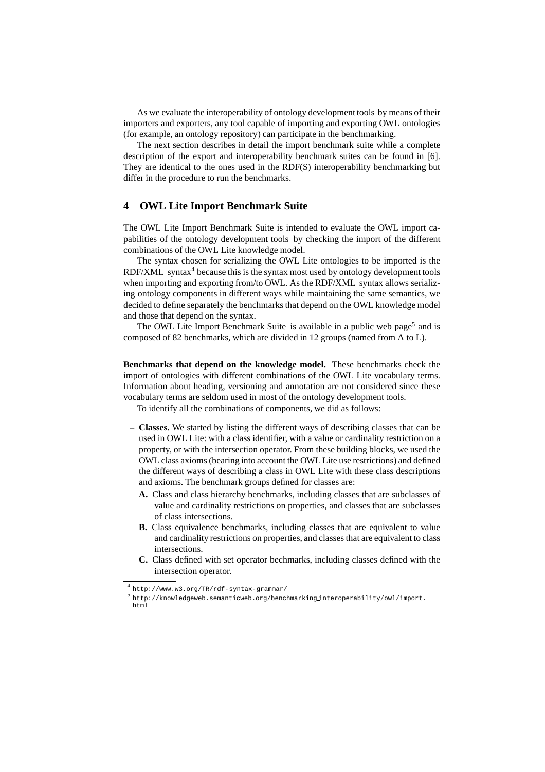As we evaluate the interoperability of ontology development tools by means of their importers and exporters, any tool capable of importing and exporting OWL ontologies (for example, an ontology repository) can participate in the benchmarking.

The next section describes in detail the import benchmark suite while a complete description of the export and interoperability benchmark suites can be found in [6]. They are identical to the ones used in the RDF(S) interoperability benchmarking but differ in the procedure to run the benchmarks.

## 4 OWL Lite Import Benchmark Suite

The OWL Lite Import Benchmark Suite is intended to evaluate the OWL import capabilities of the ontology development tools by checking the import of the different combinations of the OWL Lite knowledge model.

The syntax chosen for serializing the OWL Lite ontologies to be imported is the RDF/XML syntax[4] because this is the syntax most used by ontology development tools when importing and exporting from/to OWL. As the RDF/XML syntax allows serializing ontology components in different ways while maintaining the same semantics, we decided to define separately the benchmarks that depend on the OWL knowledge model and those that depend on the syntax.

The OWL Lite Import Benchmark Suite is available in a public web page[5] and is composed of 82 benchmarks, which are divided in 12 groups (named from A to L).

**Benchmarks that depend on the knowledge model.** These benchmarks check the import of ontologies with different combinations of the OWL Lite vocabulary terms. Information about heading, versioning and annotation are not considered since these vocabulary terms are seldom used in most of the ontology development tools.

To identify all the combinations of components, we did as follows:

- **Classes.** We started by listing the different ways of describing classes that can be used in OWL Lite: with a class identifier, with a value or cardinality restriction on a property, or with the intersection operator. From these building blocks, we used the OWL class axioms (bearing into account the OWL Lite use restrictions) and defined the different ways of describing a class in OWL Lite with these class descriptions and axioms. The benchmark groups defined for classes are:
  - **A.** Class and class hierarchy benchmarks, including classes that are subclasses of value and cardinality restrictions on properties, and classes that are subclasses of class intersections.
  - **B.** Class equivalence benchmarks, including classes that are equivalent to value and cardinality restrictions on properties, and classes that are equivalent to class intersections.
  - **C.** Class defined with set operator bechmarks, including classes defined with the intersection operator.

[4] http://www.w3.org/TR/rdf-syntax-grammar/

[5] http://knowledgeweb.semanticweb.org/benchmarking_interoperability/owl/import.html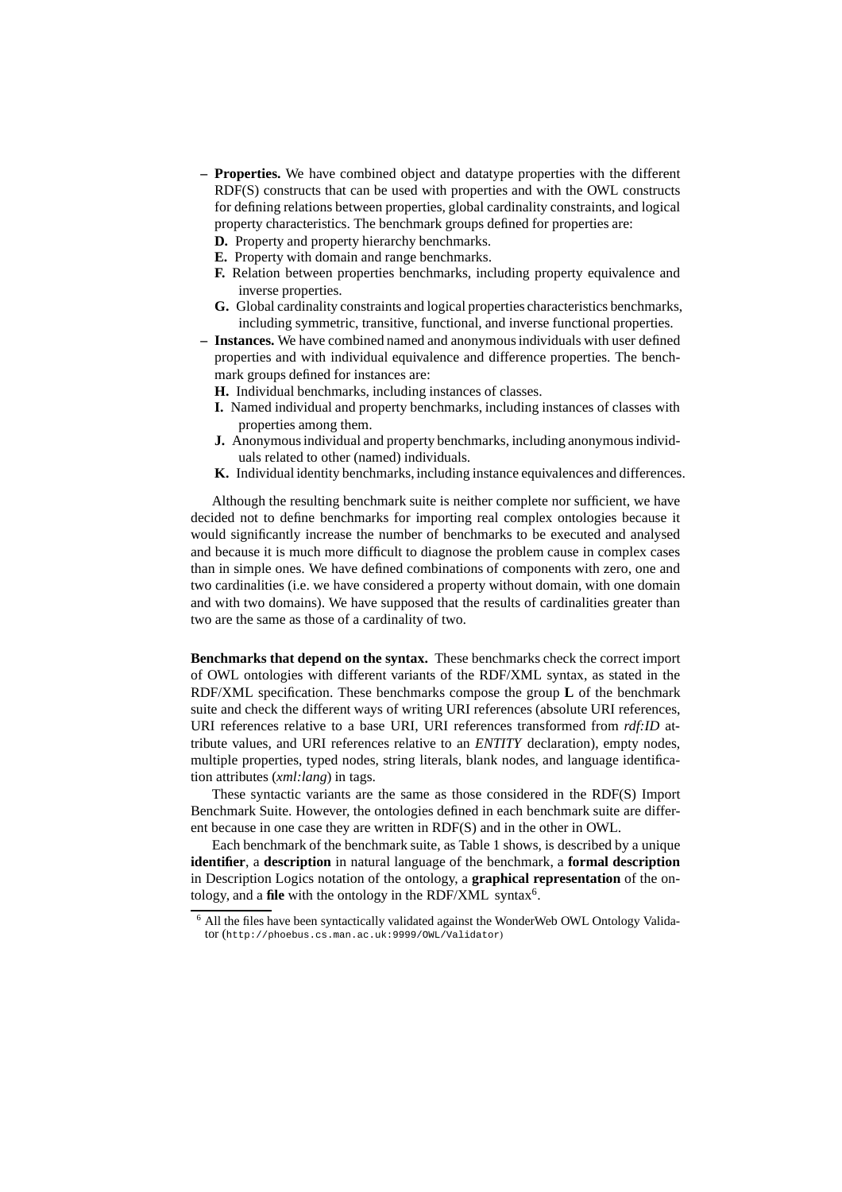- **Properties.** We have combined object and datatype properties with the different RDF(S) constructs that can be used with properties and with the OWL constructs for defining relations between properties, global cardinality constraints, and logical property characteristics. The benchmark groups defined for properties are:
  - **D.** Property and property hierarchy benchmarks.
  - **E.** Property with domain and range benchmarks.
  - **F.** Relation between properties benchmarks, including property equivalence and inverse properties.
  - **G.** Global cardinality constraints and logical properties characteristics benchmarks, including symmetric, transitive, functional, and inverse functional properties.
- **Instances.** We have combined named and anonymous individuals with user defined properties and with individual equivalence and difference properties. The benchmark groups defined for instances are:
  - **H.** Individual benchmarks, including instances of classes.
  - **I.** Named individual and property benchmarks, including instances of classes with properties among them.
  - **J.** Anonymous individual and property benchmarks, including anonymous individuals related to other (named) individuals.
  - **K.** Individual identity benchmarks, including instance equivalences and differences.

Although the resulting benchmark suite is neither complete nor sufficient, we have decided not to define benchmarks for importing real complex ontologies because it would significantly increase the number of benchmarks to be executed and analysed and because it is much more difficult to diagnose the problem cause in complex cases than in simple ones. We have defined combinations of components with zero, one and two cardinalities (i.e. we have considered a property without domain, with one domain and with two domains). We have supposed that the results of cardinalities greater than two are the same as those of a cardinality of two.

**Benchmarks that depend on the syntax.** These benchmarks check the correct import of OWL ontologies with different variants of the RDF/XML syntax, as stated in the RDF/XML specification. These benchmarks compose the group **L** of the benchmark suite and check the different ways of writing URI references (absolute URI references, URI references relative to a base URI, URI references transformed from *rdf:ID* attribute values, and URI references relative to an *ENTITY* declaration), empty nodes, multiple properties, typed nodes, string literals, blank nodes, and language identification attributes (*xml:lang*) in tags.

These syntactic variants are the same as those considered in the RDF(S) Import Benchmark Suite. However, the ontologies defined in each benchmark suite are different because in one case they are written in RDF(S) and in the other in OWL.

Each benchmark of the benchmark suite, as Table 1 shows, is described by a unique **identifier**, a **description** in natural language of the benchmark, a **formal description** in Description Logics notation of the ontology, a **graphical representation** of the ontology, and a **file** with the ontology in the RDF/XML syntax[6].

[6] All the files have been syntactically validated against the WonderWeb OWL Ontology Validator (http://phoebus.cs.man.ac.uk:9999/OWL/Validator)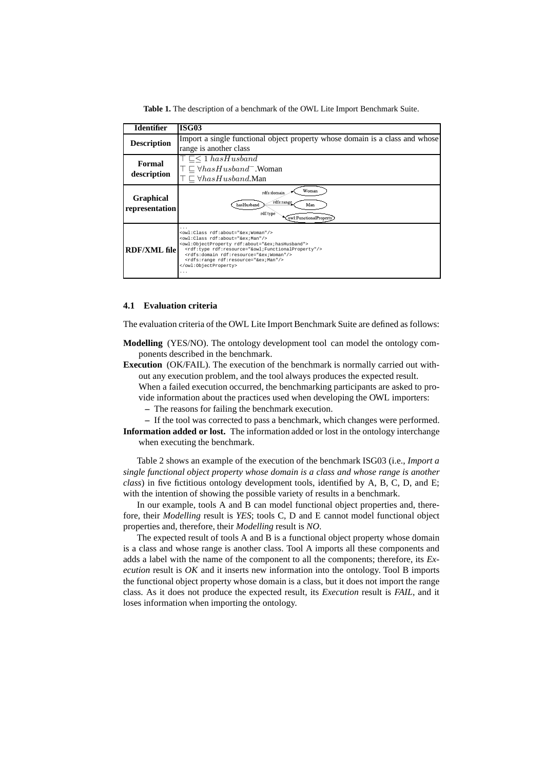**Table 1.** The description of a benchmark of the OWL Lite Import Benchmark Suite.

| **Identifier** | **ISG03** |
|---|---|
| **Description** | Import a single functional object property whose domain is a class and whose range is another class |
| **Formal description** | $\top \sqsubseteq \leq 1\ hasHusband$<br>$\top \sqsubseteq \forall hasHusband^{-}$.Woman<br>$\top \sqsubseteq \forall hasHusband$.Man |
| **Graphical representation** | hasHusband —rdfs:domain→ Woman; hasHusband —rdfs:range→ Man; hasHusband —rdf:type→ owl:FunctionalProperty |
| **RDF/XML file** | `...`<br>`<owl:Class rdf:about="&ex;Woman"/>`<br>`<owl:Class rdf:about="&ex;Man"/>`<br>`<owl:ObjectProperty rdf:about="&ex;hasHusband">`<br>`  <rdf:type rdf:resource="&owl;FunctionalProperty"/>`<br>`  <rdfs:domain rdf:resource="&ex;Woman"/>`<br>`  <rdfs:range rdf:resource="&ex;Man"/>`<br>`</owl:ObjectProperty>`<br>`...` |

### 4.1 Evaluation criteria

The evaluation criteria of the OWL Lite Import Benchmark Suite are defined as follows:

**Modelling** (YES/NO). The ontology development tool can model the ontology components described in the benchmark.

**Execution** (OK/FAIL). The execution of the benchmark is normally carried out without any execution problem, and the tool always produces the expected result.
When a failed execution occurred, the benchmarking participants are asked to provide information about the practices used when developing the OWL importers:
- The reasons for failing the benchmark execution.
- If the tool was corrected to pass a benchmark, which changes were performed.

**Information added or lost.** The information added or lost in the ontology interchange when executing the benchmark.

Table 2 shows an example of the execution of the benchmark ISG03 (i.e., *Import a single functional object property whose domain is a class and whose range is another class*) in five fictitious ontology development tools, identified by A, B, C, D, and E; with the intention of showing the possible variety of results in a benchmark.

In our example, tools A and B can model functional object properties and, therefore, their *Modelling* result is *YES*; tools C, D and E cannot model functional object properties and, therefore, their *Modelling* result is *NO*.

The expected result of tools A and B is a functional object property whose domain is a class and whose range is another class. Tool A imports all these components and adds a label with the name of the component to all the components; therefore, its *Execution* result is *OK* and it inserts new information into the ontology. Tool B imports the functional object property whose domain is a class, but it does not import the range class. As it does not produce the expected result, its *Execution* result is *FAIL*, and it loses information when importing the ontology.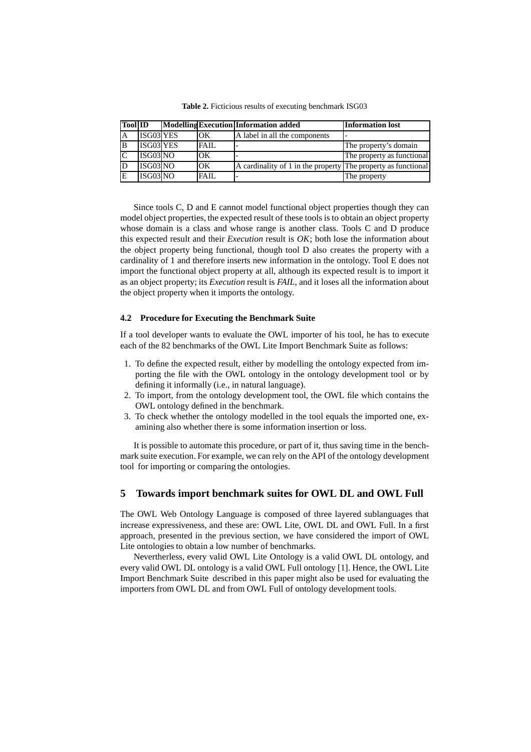**Table 2.** Ficticious results of executing benchmark ISG03

| Tool | ID | Modelling | Execution | Information added | Information lost |
|---|---|---|---|---|---|
| A | ISG03 | YES | OK | A label in all the components | - |
| B | ISG03 | YES | FAIL | - | The property's domain |
| C | ISG03 | NO | OK | - | The property as functional |
| D | ISG03 | NO | OK | A cardinality of 1 in the property | The property as functional |
| E | ISG03 | NO | FAIL | - | The property |

Since tools C, D and E cannot model functional object properties though they can model object properties, the expected result of these tools is to obtain an object property whose domain is a class and whose range is another class. Tools C and D produce this expected result and their *Execution* result is *OK*; both lose the information about the object property being functional, though tool D also creates the property with a cardinality of 1 and therefore inserts new information in the ontology. Tool E does not import the functional object property at all, although its expected result is to import it as an object property; its *Execution* result is *FAIL*, and it loses all the information about the object property when it imports the ontology.

### 4.2 Procedure for Executing the Benchmark Suite

If a tool developer wants to evaluate the OWL importer of his tool, he has to execute each of the 82 benchmarks of the OWL Lite Import Benchmark Suite as follows:

1. To define the expected result, either by modelling the ontology expected from importing the file with the OWL ontology in the ontology development tool or by defining it informally (i.e., in natural language).
2. To import, from the ontology development tool, the OWL file which contains the OWL ontology defined in the benchmark.
3. To check whether the ontology modelled in the tool equals the imported one, examining also whether there is some information insertion or loss.

It is possible to automate this procedure, or part of it, thus saving time in the benchmark suite execution. For example, we can rely on the API of the ontology development tool for importing or comparing the ontologies.

## 5 Towards import benchmark suites for OWL DL and OWL Full

The OWL Web Ontology Language is composed of three layered sublanguages that increase expressiveness, and these are: OWL Lite, OWL DL and OWL Full. In a first approach, presented in the previous section, we have considered the import of OWL Lite ontologies to obtain a low number of benchmarks.

Nevertherless, every valid OWL Lite Ontology is a valid OWL DL ontology, and every valid OWL DL ontology is a valid OWL Full ontology [1]. Hence, the OWL Lite Import Benchmark Suite described in this paper might also be used for evaluating the importers from OWL DL and from OWL Full of ontology development tools.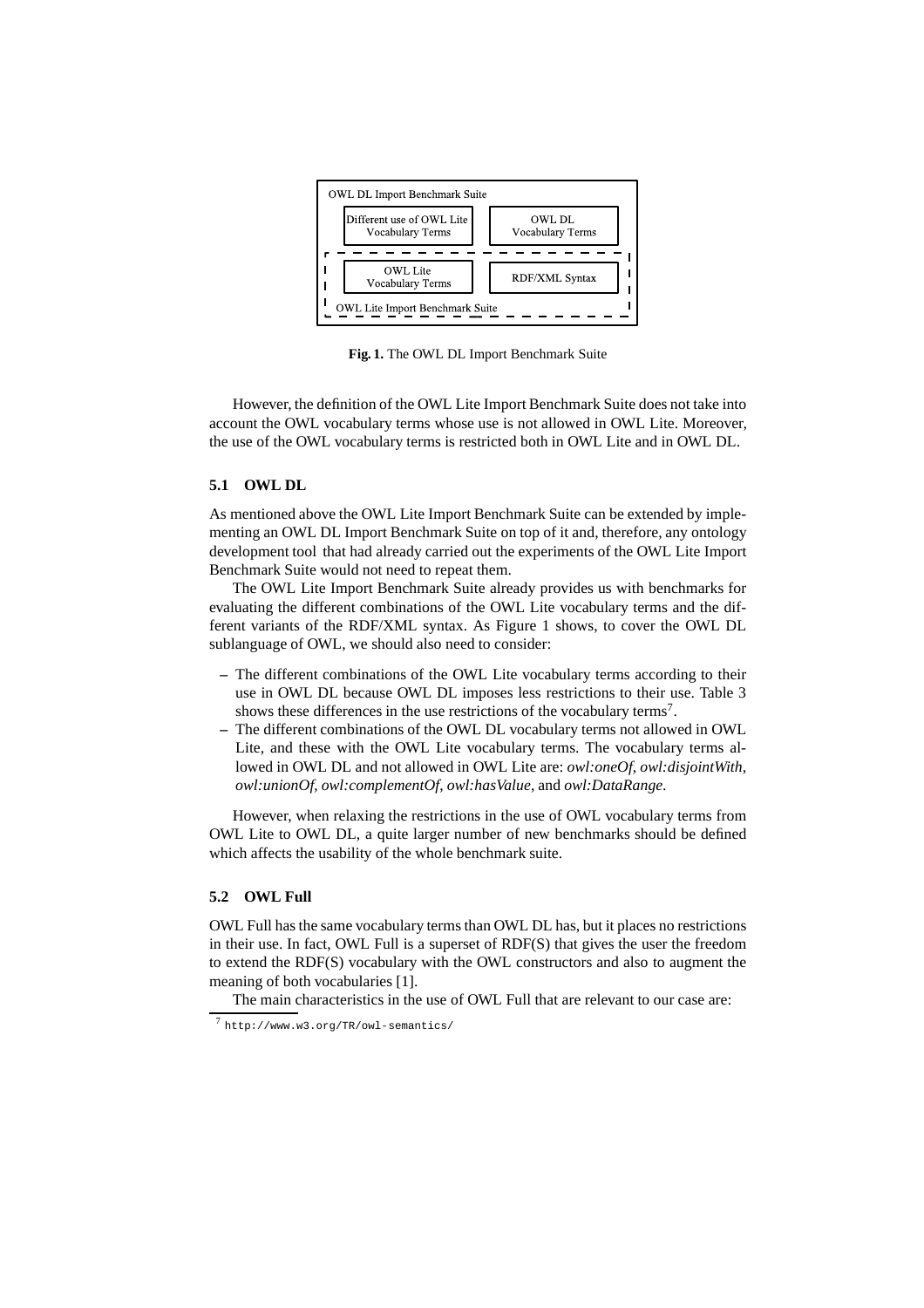OWL DL Import Benchmark Suite

| Different use of OWL Lite Vocabulary Terms | OWL DL Vocabulary Terms |
|---|---|
| OWL Lite Vocabulary Terms | RDF/XML Syntax |

OWL Lite Import Benchmark Suite

**Fig. 1.** The OWL DL Import Benchmark Suite

However, the definition of the OWL Lite Import Benchmark Suite does not take into account the OWL vocabulary terms whose use is not allowed in OWL Lite. Moreover, the use of the OWL vocabulary terms is restricted both in OWL Lite and in OWL DL.

### 5.1 OWL DL

As mentioned above the OWL Lite Import Benchmark Suite can be extended by implementing an OWL DL Import Benchmark Suite on top of it and, therefore, any ontology development tool that had already carried out the experiments of the OWL Lite Import Benchmark Suite would not need to repeat them.

The OWL Lite Import Benchmark Suite already provides us with benchmarks for evaluating the different combinations of the OWL Lite vocabulary terms and the different variants of the RDF/XML syntax. As Figure 1 shows, to cover the OWL DL sublanguage of OWL, we should also need to consider:

– The different combinations of the OWL Lite vocabulary terms according to their use in OWL DL because OWL DL imposes less restrictions to their use. Table 3 shows these differences in the use restrictions of the vocabulary terms[7].
– The different combinations of the OWL DL vocabulary terms not allowed in OWL Lite, and these with the OWL Lite vocabulary terms. The vocabulary terms allowed in OWL DL and not allowed in OWL Lite are: *owl:oneOf*, *owl:disjointWith*, *owl:unionOf*, *owl:complementOf*, *owl:hasValue*, and *owl:DataRange*.

However, when relaxing the restrictions in the use of OWL vocabulary terms from OWL Lite to OWL DL, a quite larger number of new benchmarks should be defined which affects the usability of the whole benchmark suite.

### 5.2 OWL Full

OWL Full has the same vocabulary terms than OWL DL has, but it places no restrictions in their use. In fact, OWL Full is a superset of RDF(S) that gives the user the freedom to extend the RDF(S) vocabulary with the OWL constructors and also to augment the meaning of both vocabularies [1].

The main characteristics in the use of OWL Full that are relevant to our case are:

[7] http://www.w3.org/TR/owl-semantics/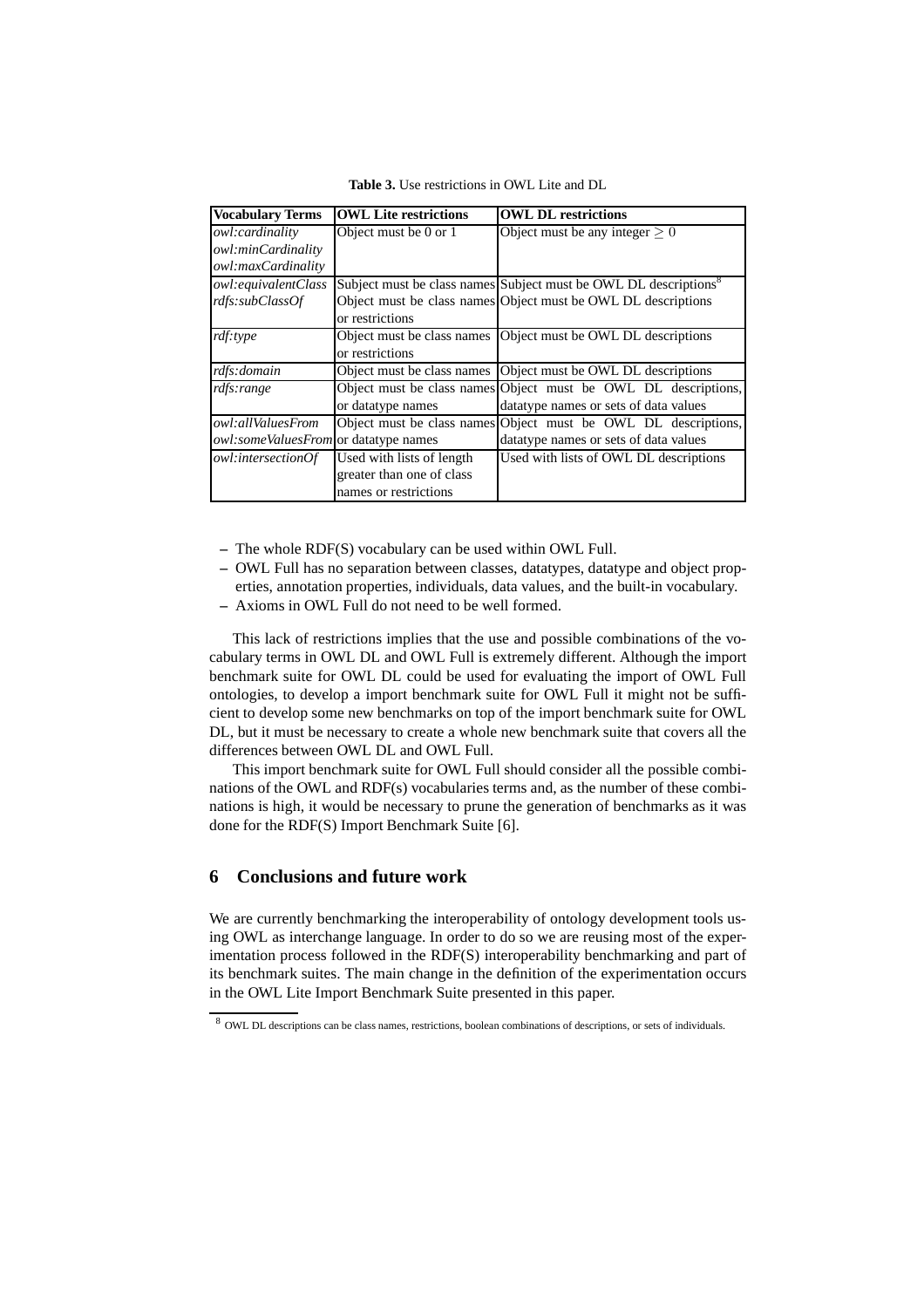**Table 3.** Use restrictions in OWL Lite and DL

| Vocabulary Terms | OWL Lite restrictions | OWL DL restrictions |
|---|---|---|
| *owl:cardinality* *owl:minCardinality* *owl:maxCardinality* | Object must be 0 or 1 | Object must be any integer $\geq 0$ |
| *owl:equivalentClass* | Subject must be class names | Subject must be OWL DL descriptions[8] |
| *rdfs:subClassOf* | Object must be class names or restrictions | Object must be OWL DL descriptions |
| *rdf:type* | Object must be class names or restrictions | Object must be OWL DL descriptions |
| *rdfs:domain* | Object must be class names | Object must be OWL DL descriptions |
| *rdfs:range* | Object must be class names or datatype names | Object must be OWL DL descriptions, datatype names or sets of data values |
| *owl:allValuesFrom* *owl:someValuesFrom* | Object must be class names or datatype names | Object must be OWL DL descriptions, datatype names or sets of data values |
| *owl:intersectionOf* | Used with lists of length greater than one of class names or restrictions | Used with lists of OWL DL descriptions |

– The whole RDF(S) vocabulary can be used within OWL Full.
– OWL Full has no separation between classes, datatypes, datatype and object properties, annotation properties, individuals, data values, and the built-in vocabulary.
– Axioms in OWL Full do not need to be well formed.

This lack of restrictions implies that the use and possible combinations of the vocabulary terms in OWL DL and OWL Full is extremely different. Although the import benchmark suite for OWL DL could be used for evaluating the import of OWL Full ontologies, to develop a import benchmark suite for OWL Full it might not be sufficient to develop some new benchmarks on top of the import benchmark suite for OWL DL, but it must be necessary to create a whole new benchmark suite that covers all the differences between OWL DL and OWL Full.

This import benchmark suite for OWL Full should consider all the possible combinations of the OWL and RDF(s) vocabularies terms and, as the number of these combinations is high, it would be necessary to prune the generation of benchmarks as it was done for the RDF(S) Import Benchmark Suite [6].

## 6 Conclusions and future work

We are currently benchmarking the interoperability of ontology development tools using OWL as interchange language. In order to do so we are reusing most of the experimentation process followed in the RDF(S) interoperability benchmarking and part of its benchmark suites. The main change in the definition of the experimentation occurs in the OWL Lite Import Benchmark Suite presented in this paper.

[8] OWL DL descriptions can be class names, restrictions, boolean combinations of descriptions, or sets of individuals.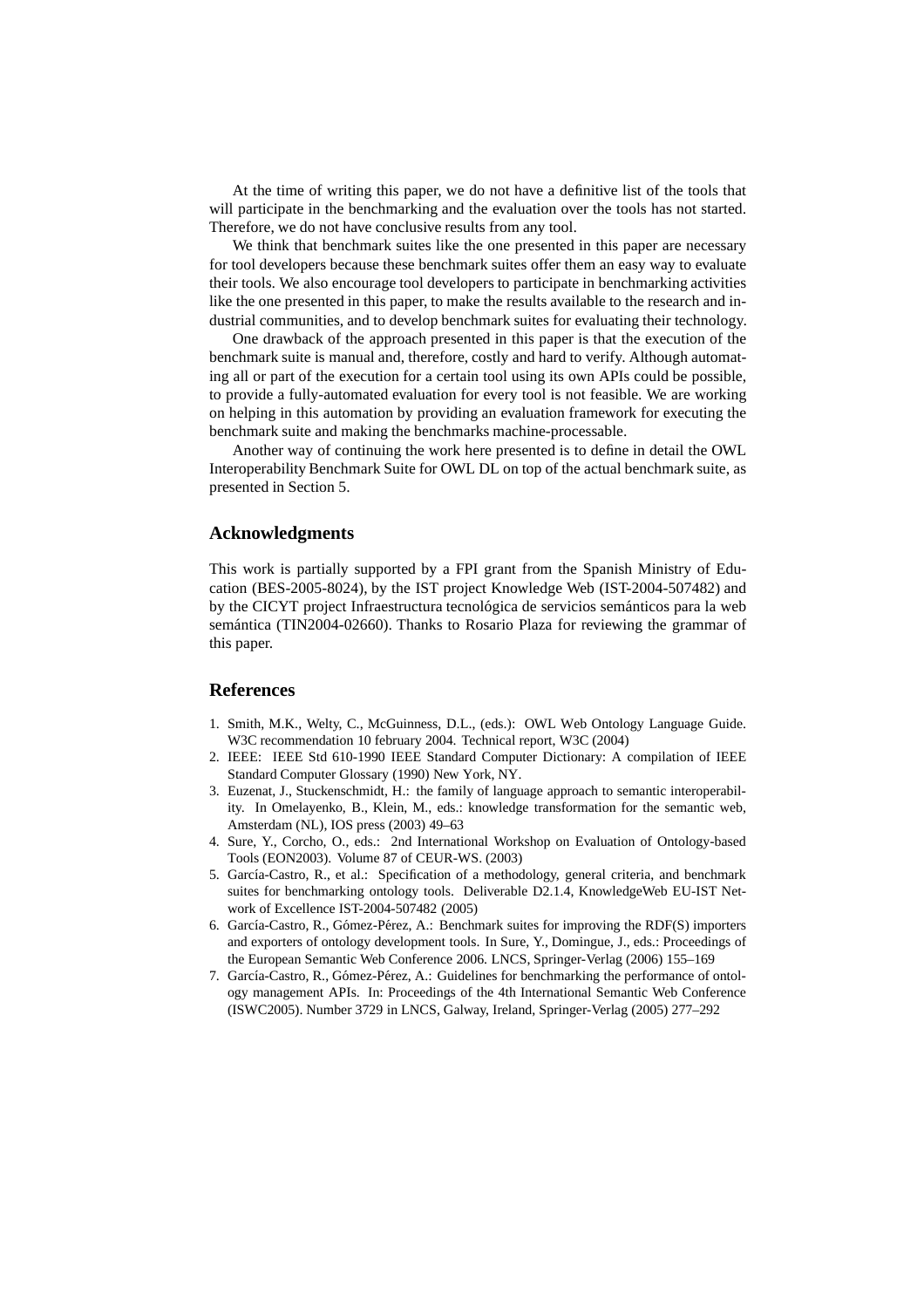At the time of writing this paper, we do not have a definitive list of the tools that will participate in the benchmarking and the evaluation over the tools has not started. Therefore, we do not have conclusive results from any tool.

We think that benchmark suites like the one presented in this paper are necessary for tool developers because these benchmark suites offer them an easy way to evaluate their tools. We also encourage tool developers to participate in benchmarking activities like the one presented in this paper, to make the results available to the research and industrial communities, and to develop benchmark suites for evaluating their technology.

One drawback of the approach presented in this paper is that the execution of the benchmark suite is manual and, therefore, costly and hard to verify. Although automating all or part of the execution for a certain tool using its own APIs could be possible, to provide a fully-automated evaluation for every tool is not feasible. We are working on helping in this automation by providing an evaluation framework for executing the benchmark suite and making the benchmarks machine-processable.

Another way of continuing the work here presented is to define in detail the OWL Interoperability Benchmark Suite for OWL DL on top of the actual benchmark suite, as presented in Section 5.

## Acknowledgments

This work is partially supported by a FPI grant from the Spanish Ministry of Education (BES-2005-8024), by the IST project Knowledge Web (IST-2004-507482) and by the CICYT project Infraestructura tecnológica de servicios semánticos para la web semántica (TIN2004-02660). Thanks to Rosario Plaza for reviewing the grammar of this paper.

## References

1. Smith, M.K., Welty, C., McGuinness, D.L., (eds.): OWL Web Ontology Language Guide. W3C recommendation 10 february 2004. Technical report, W3C (2004)
2. IEEE: IEEE Std 610-1990 IEEE Standard Computer Dictionary: A compilation of IEEE Standard Computer Glossary (1990) New York, NY.
3. Euzenat, J., Stuckenschmidt, H.: the family of language approach to semantic interoperability. In Omelayenko, B., Klein, M., eds.: knowledge transformation for the semantic web, Amsterdam (NL), IOS press (2003) 49–63
4. Sure, Y., Corcho, O., eds.: 2nd International Workshop on Evaluation of Ontology-based Tools (EON2003). Volume 87 of CEUR-WS. (2003)
5. García-Castro, R., et al.: Specification of a methodology, general criteria, and benchmark suites for benchmarking ontology tools. Deliverable D2.1.4, KnowledgeWeb EU-IST Network of Excellence IST-2004-507482 (2005)
6. García-Castro, R., Gómez-Pérez, A.: Benchmark suites for improving the RDF(S) importers and exporters of ontology development tools. In Sure, Y., Domingue, J., eds.: Proceedings of the European Semantic Web Conference 2006. LNCS, Springer-Verlag (2006) 155–169
7. García-Castro, R., Gómez-Pérez, A.: Guidelines for benchmarking the performance of ontology management APIs. In: Proceedings of the 4th International Semantic Web Conference (ISWC2005). Number 3729 in LNCS, Galway, Ireland, Springer-Verlag (2005) 277–292